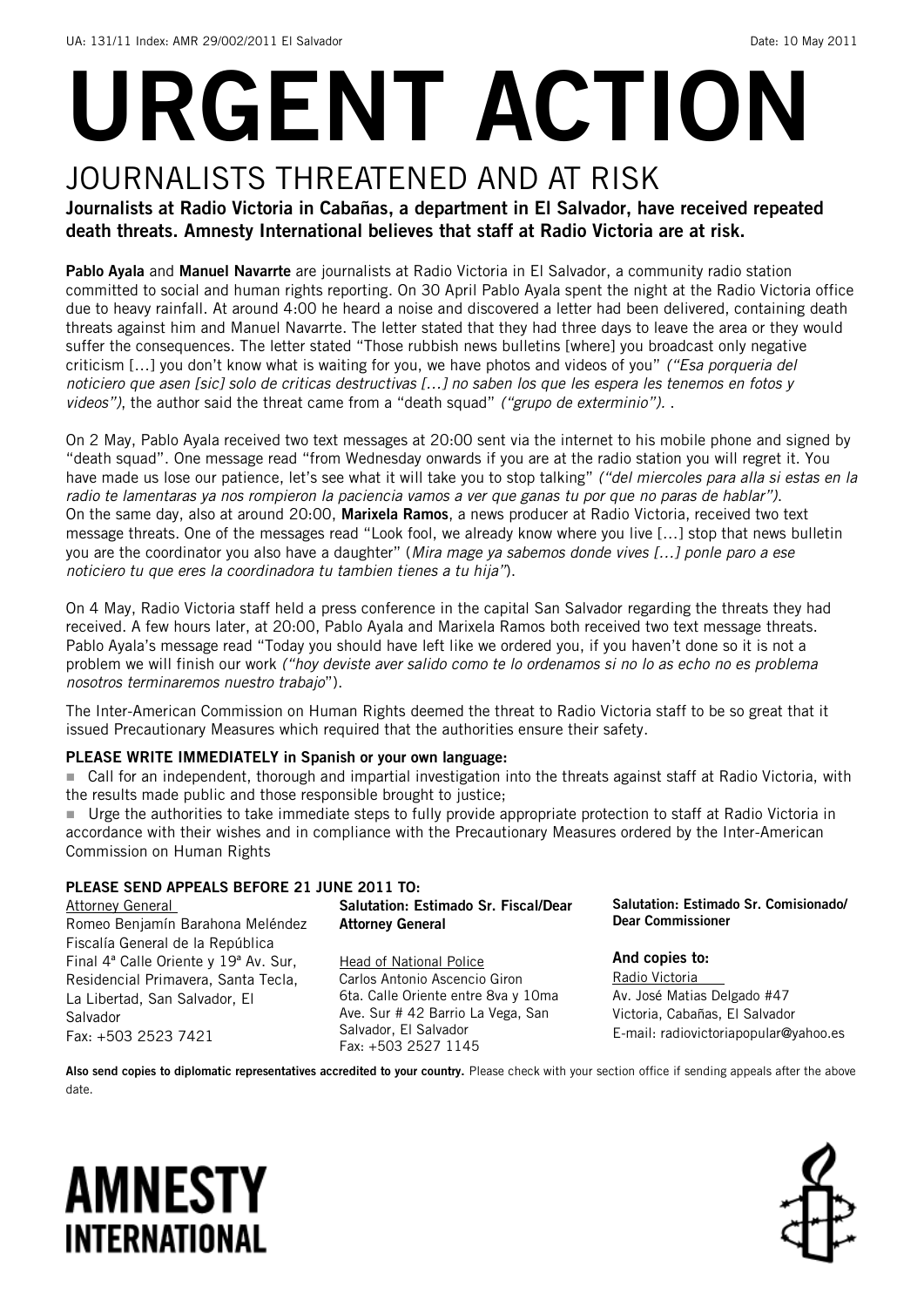UA: 131/11 Index: AMR 29/002/2011 El Salvador Date: 10 May 2011

# URGENT ACTION

## JOURNALISTS THREATENED AND AT RISK

**Journalists at Radio Victoria in Cabañas, a department in El Salvador, have received repeated death threats. Amnesty International believes that staff at Radio Victoria are at risk.**

**Pablo Ayala** and **Manuel Navarrte** are journalists at Radio Victoria in El Salvador, a community radio station committed to social and human rights reporting. On 30 April Pablo Ayala spent the night at the Radio Victoria office due to heavy rainfall. At around 4:00 he heard a noise and discovered a letter had been delivered, containing death threats against him and Manuel Navarrte. The letter stated that they had three days to leave the area or they would suffer the consequences. The letter stated "Those rubbish news bulletins [where] you broadcast only negative criticism [...] you don't know what is waiting for you, we have photos and videos of you" *("Esa porqueria del noticiero que asen [sic] solo de criticas destructivas [...] no saben los que les espera les tenemos en fotos y videos")*, the author said the threat came from a "death squad" *("grupo de exterminio").* .

On 2 May, Pablo Ayala received two text messages at 20:00 sent via the internet to his mobile phone and signed by "death squad". One message read "from Wednesday onwards if you are at the radio station you will regret it. You have made us lose our patience, let's see what it will take you to stop talking" *("del miercoles para alla si estas en la radio te lamentaras ya nos rompieron la paciencia vamos a ver que ganas tu por que no paras de hablar").* On the same day, also at around 20:00, **Marixela Ramos**, a news producer at Radio Victoria, received two text message threats. One of the messages read "Look fool, we already know where you live [...] stop that news bulletin you are the coordinator you also have a daughter" (*Mira mage ya sabemos donde vives [...] ponle paro a ese noticiero tu que eres la coordinadora tu tambien tienes a tu hija"*).

On 4 May, Radio Victoria staff held a press conference in the capital San Salvador regarding the threats they had received. A few hours later, at 20:00, Pablo Ayala and Marixela Ramos both received two text message threats. Pablo Ayala's message read "Today you should have left like we ordered you, if you haven't done so it is not a problem we will finish our work *("hoy deviste aver salido como te lo ordenamos si no lo as echo no es problema nosotros terminaremos nuestro trabajo*").

The Inter-American Commission on Human Rights deemed the threat to Radio Victoria staff to be so great that it issued Precautionary Measures which required that the authorities ensure their safety.

**PLEASE WRITE IMMEDIATELY in Spanish or your own language:**

- Call for an independent, thorough and impartial investigation into the threats against staff at Radio Victoria, with the results made public and those responsible brought to justice;
- Urge the authorities to take immediate steps to fully provide appropriate protection to staff at Radio Victoria in accordance with their wishes and in compliance with the Precautionary Measures ordered by the Inter-American Commission on Human Rights

**PLEASE SEND APPEALS BEFORE 21 JUNE 2011 TO:**

Attorney General
Romeo Benjamín Barahona Meléndez
Fiscalía General de la República
Final 4ª Calle Oriente y 19ª Av. Sur,
Residencial Primavera, Santa Tecla,
La Libertad, San Salvador, El Salvador
Fax: +503 2523 7421

**Salutation: Estimado Sr. Fiscal/Dear Attorney General**

Head of National Police
Carlos Antonio Ascencio Giron
6ta. Calle Oriente entre 8va y 10ma
Ave. Sur # 42 Barrio La Vega, San Salvador, El Salvador
Fax: +503 2527 1145

**Salutation: Estimado Sr. Comisionado/ Dear Commissioner**

**And copies to:**
Radio Victoria
Av. José Matias Delgado #47
Victoria, Cabañas, El Salvador
E-mail: radiovictoriapopular@yahoo.es

**Also send copies to diplomatic representatives accredited to your country.** Please check with your section office if sending appeals after the above date.

**AMNESTY INTERNATIONAL**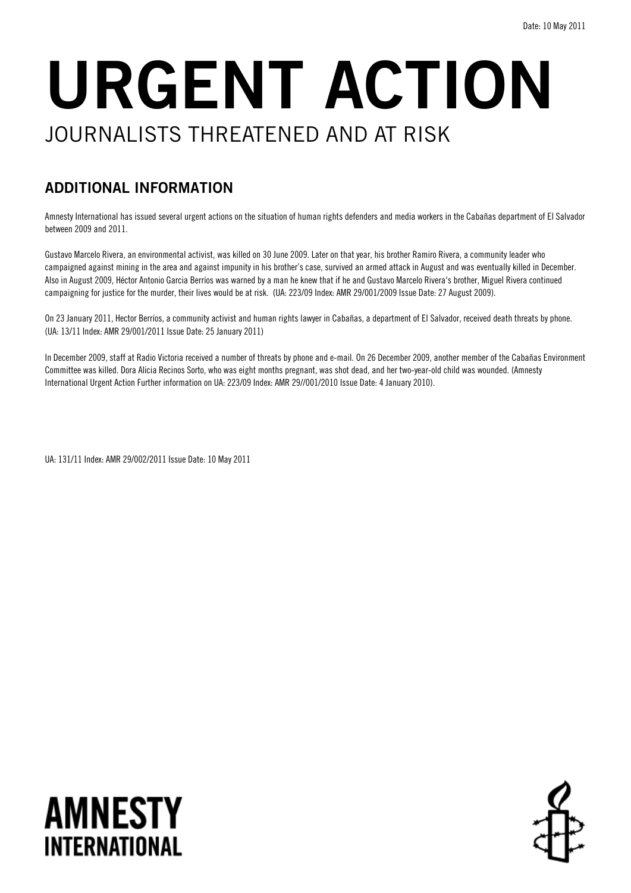Date: 10 May 2011

# URGENT ACTION

## JOURNALISTS THREATENED AND AT RISK

### ADDITIONAL INFORMATION

Amnesty International has issued several urgent actions on the situation of human rights defenders and media workers in the Cabañas department of El Salvador between 2009 and 2011.

Gustavo Marcelo Rivera, an environmental activist, was killed on 30 June 2009. Later on that year, his brother Ramiro Rivera, a community leader who campaigned against mining in the area and against impunity in his brother's case, survived an armed attack in August and was eventually killed in December. Also in August 2009, Héctor Antonio Garcia Berríos was warned by a man he knew that if he and Gustavo Marcelo Rivera's brother, Miguel Rivera continued campaigning for justice for the murder, their lives would be at risk. (UA: 223/09 Index: AMR 29/001/2009 Issue Date: 27 August 2009).

On 23 January 2011, Hector Berríos, a community activist and human rights lawyer in Cabañas, a department of El Salvador, received death threats by phone. (UA: 13/11 Index: AMR 29/001/2011 Issue Date: 25 January 2011)

In December 2009, staff at Radio Victoria received a number of threats by phone and e-mail. On 26 December 2009, another member of the Cabañas Environment Committee was killed. Dora Alicia Recinos Sorto, who was eight months pregnant, was shot dead, and her two-year-old child was wounded. (Amnesty International Urgent Action Further information on UA: 223/09 Index: AMR 29//001/2010 Issue Date: 4 January 2010).

UA: 131/11 Index: AMR 29/002/2011 Issue Date: 10 May 2011

AMNESTY INTERNATIONAL